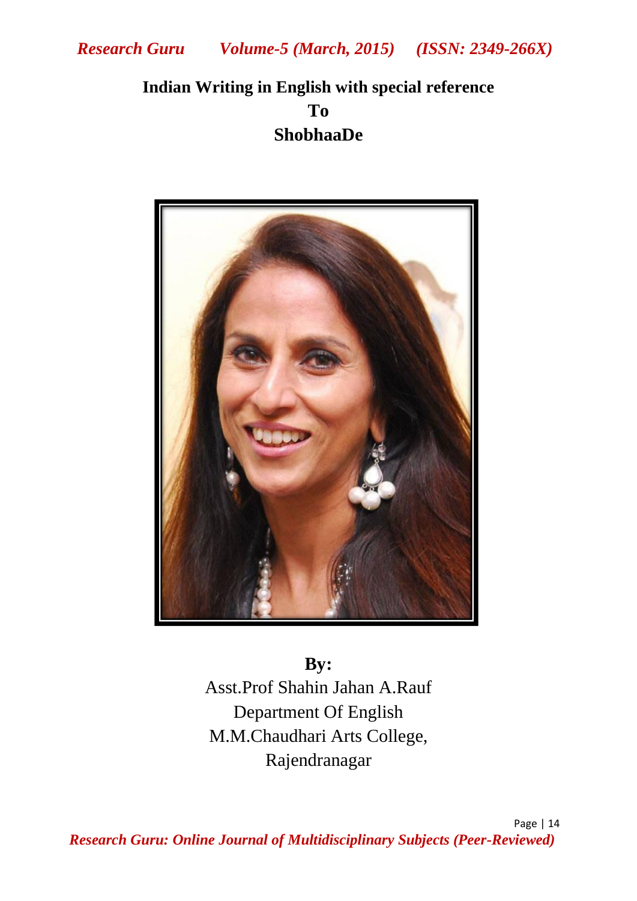# Indian Writing in English with special reference To ShobhaaDe

**By:**

Asst.Prof Shahin Jahan A.Rauf

Department Of English

M.M.Chaudhari Arts College,

Rajendranagar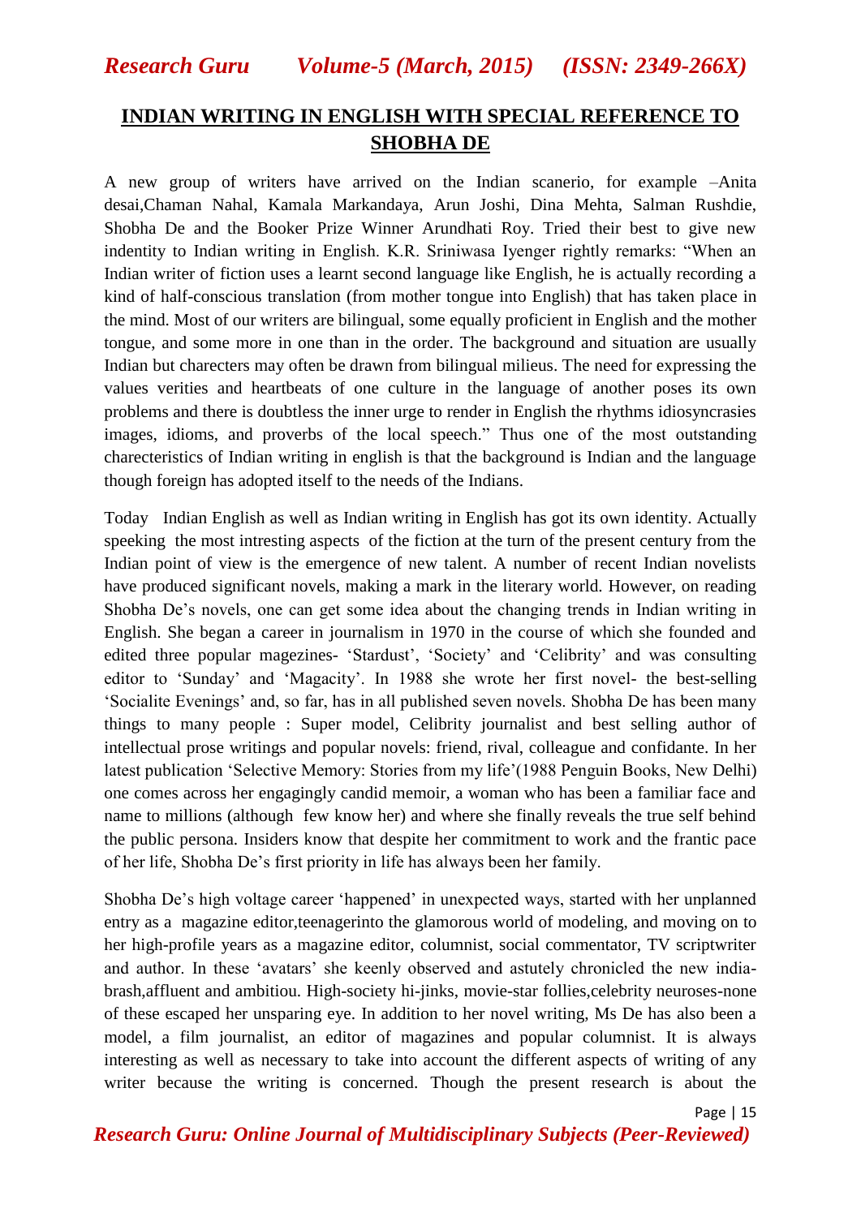## INDIAN WRITING IN ENGLISH WITH SPECIAL REFERENCE TO SHOBHA DE

A new group of writers have arrived on the Indian scanerio, for example –Anita desai,Chaman Nahal, Kamala Markandaya, Arun Joshi, Dina Mehta, Salman Rushdie, Shobha De and the Booker Prize Winner Arundhati Roy. Tried their best to give new indentity to Indian writing in English. K.R. Sriniwasa Iyenger rightly remarks: "When an Indian writer of fiction uses a learnt second language like English, he is actually recording a kind of half-conscious translation (from mother tongue into English) that has taken place in the mind. Most of our writers are bilingual, some equally proficient in English and the mother tongue, and some more in one than in the order. The background and situation are usually Indian but charecters may often be drawn from bilingual milieus. The need for expressing the values verities and heartbeats of one culture in the language of another poses its own problems and there is doubtless the inner urge to render in English the rhythms idiosyncrasies images, idioms, and proverbs of the local speech." Thus one of the most outstanding charecteristics of Indian writing in english is that the background is Indian and the language though foreign has adopted itself to the needs of the Indians.

Today Indian English as well as Indian writing in English has got its own identity. Actually speeking the most intresting aspects of the fiction at the turn of the present century from the Indian point of view is the emergence of new talent. A number of recent Indian novelists have produced significant novels, making a mark in the literary world. However, on reading Shobha De's novels, one can get some idea about the changing trends in Indian writing in English. She began a career in journalism in 1970 in the course of which she founded and edited three popular magezines- 'Stardust', 'Society' and 'Celibrity' and was consulting editor to 'Sunday' and 'Magacity'. In 1988 she wrote her first novel- the best-selling 'Socialite Evenings' and, so far, has in all published seven novels. Shobha De has been many things to many people : Super model, Celibrity journalist and best selling author of intellectual prose writings and popular novels: friend, rival, colleague and confidante. In her latest publication 'Selective Memory: Stories from my life'(1988 Penguin Books, New Delhi) one comes across her engagingly candid memoir, a woman who has been a familiar face and name to millions (although few know her) and where she finally reveals the true self behind the public persona. Insiders know that despite her commitment to work and the frantic pace of her life, Shobha De's first priority in life has always been her family.

Shobha De's high voltage career 'happened' in unexpected ways, started with her unplanned entry as a magazine editor,teenagerinto the glamorous world of modeling, and moving on to her high-profile years as a magazine editor, columnist, social commentator, TV scriptwriter and author. In these 'avatars' she keenly observed and astutely chronicled the new india-brash,affluent and ambitiou. High-society hi-jinks, movie-star follies,celebrity neuroses-none of these escaped her unsparing eye. In addition to her novel writing, Ms De has also been a model, a film journalist, an editor of magazines and popular columnist. It is always interesting as well as necessary to take into account the different aspects of writing of any writer because the writing is concerned. Though the present research is about the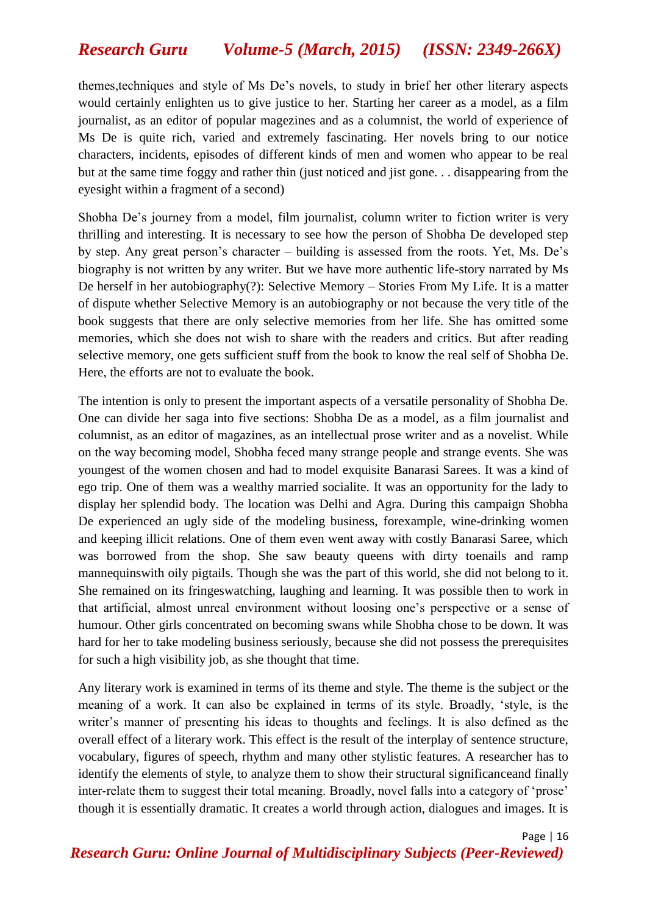themes,techniques and style of Ms De's novels, to study in brief her other literary aspects would certainly enlighten us to give justice to her. Starting her career as a model, as a film journalist, as an editor of popular magezines and as a columnist, the world of experience of Ms De is quite rich, varied and extremely fascinating. Her novels bring to our notice characters, incidents, episodes of different kinds of men and women who appear to be real but at the same time foggy and rather thin (just noticed and jist gone. . . disappearing from the eyesight within a fragment of a second)

Shobha De's journey from a model, film journalist, column writer to fiction writer is very thrilling and interesting. It is necessary to see how the person of Shobha De developed step by step. Any great person's character – building is assessed from the roots. Yet, Ms. De's biography is not written by any writer. But we have more authentic life-story narrated by Ms De herself in her autobiography(?): Selective Memory – Stories From My Life. It is a matter of dispute whether Selective Memory is an autobiography or not because the very title of the book suggests that there are only selective memories from her life. She has omitted some memories, which she does not wish to share with the readers and critics. But after reading selective memory, one gets sufficient stuff from the book to know the real self of Shobha De. Here, the efforts are not to evaluate the book.

The intention is only to present the important aspects of a versatile personality of Shobha De. One can divide her saga into five sections: Shobha De as a model, as a film journalist and columnist, as an editor of magazines, as an intellectual prose writer and as a novelist. While on the way becoming model, Shobha feced many strange people and strange events. She was youngest of the women chosen and had to model exquisite Banarasi Sarees. It was a kind of ego trip. One of them was a wealthy married socialite. It was an opportunity for the lady to display her splendid body. The location was Delhi and Agra. During this campaign Shobha De experienced an ugly side of the modeling business, forexample, wine-drinking women and keeping illicit relations. One of them even went away with costly Banarasi Saree, which was borrowed from the shop. She saw beauty queens with dirty toenails and ramp mannequinswith oily pigtails. Though she was the part of this world, she did not belong to it. She remained on its fringeswatching, laughing and learning. It was possible then to work in that artificial, almost unreal environment without loosing one's perspective or a sense of humour. Other girls concentrated on becoming swans while Shobha chose to be down. It was hard for her to take modeling business seriously, because she did not possess the prerequisites for such a high visibility job, as she thought that time.

Any literary work is examined in terms of its theme and style. The theme is the subject or the meaning of a work. It can also be explained in terms of its style. Broadly, 'style, is the writer's manner of presenting his ideas to thoughts and feelings. It is also defined as the overall effect of a literary work. This effect is the result of the interplay of sentence structure, vocabulary, figures of speech, rhythm and many other stylistic features. A researcher has to identify the elements of style, to analyze them to show their structural significanceand finally inter-relate them to suggest their total meaning. Broadly, novel falls into a category of 'prose' though it is essentially dramatic. It creates a world through action, dialogues and images. It is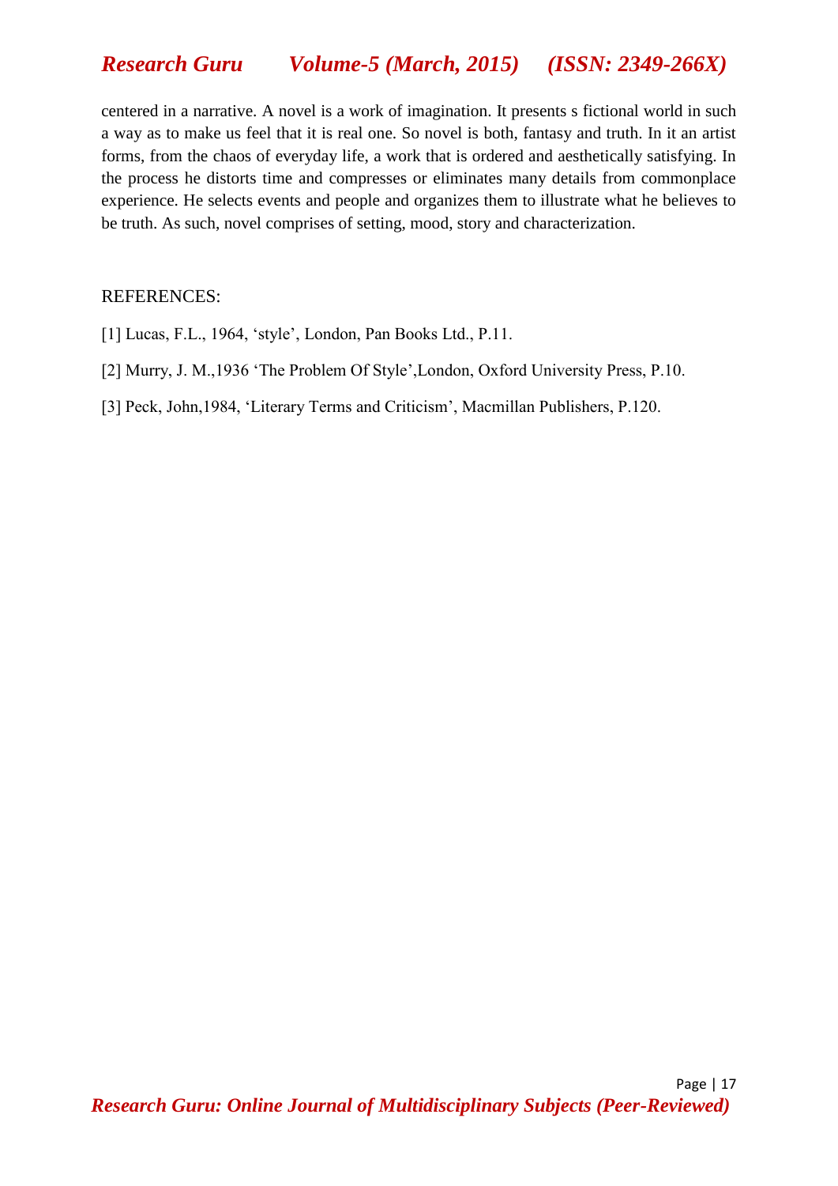centered in a narrative. A novel is a work of imagination. It presents s fictional world in such a way as to make us feel that it is real one. So novel is both, fantasy and truth. In it an artist forms, from the chaos of everyday life, a work that is ordered and aesthetically satisfying. In the process he distorts time and compresses or eliminates many details from commonplace experience. He selects events and people and organizes them to illustrate what he believes to be truth. As such, novel comprises of setting, mood, story and characterization.

REFERENCES:

[1] Lucas, F.L., 1964, 'style', London, Pan Books Ltd., P.11.

[2] Murry, J. M.,1936 'The Problem Of Style',London, Oxford University Press, P.10.

[3] Peck, John,1984, 'Literary Terms and Criticism', Macmillan Publishers, P.120.